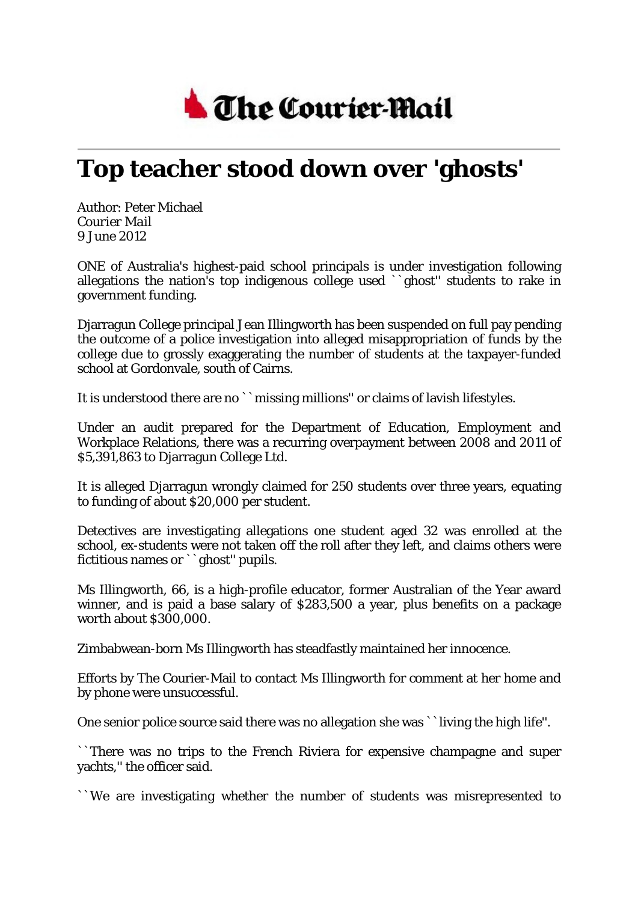The Courier-Mail

# Top teacher stood down over 'ghosts'

Author: Peter Michael
Courier Mail
9 June 2012

ONE of Australia's highest-paid school principals is under investigation following allegations the nation's top indigenous college used ``ghost'' students to rake in government funding.

Djarragun College principal Jean Illingworth has been suspended on full pay pending the outcome of a police investigation into alleged misappropriation of funds by the college due to grossly exaggerating the number of students at the taxpayer-funded school at Gordonvale, south of Cairns.

It is understood there are no ``missing millions'' or claims of lavish lifestyles.

Under an audit prepared for the Department of Education, Employment and Workplace Relations, there was a recurring overpayment between 2008 and 2011 of $5,391,863 to Djarragun College Ltd.

It is alleged Djarragun wrongly claimed for 250 students over three years, equating to funding of about $20,000 per student.

Detectives are investigating allegations one student aged 32 was enrolled at the school, ex-students were not taken off the roll after they left, and claims others were fictitious names or ``ghost'' pupils.

Ms Illingworth, 66, is a high-profile educator, former Australian of the Year award winner, and is paid a base salary of $283,500 a year, plus benefits on a package worth about $300,000.

Zimbabwean-born Ms Illingworth has steadfastly maintained her innocence.

Efforts by The Courier-Mail to contact Ms Illingworth for comment at her home and by phone were unsuccessful.

One senior police source said there was no allegation she was ``living the high life''.

``There was no trips to the French Riviera for expensive champagne and super yachts,'' the officer said.

``We are investigating whether the number of students was misrepresented to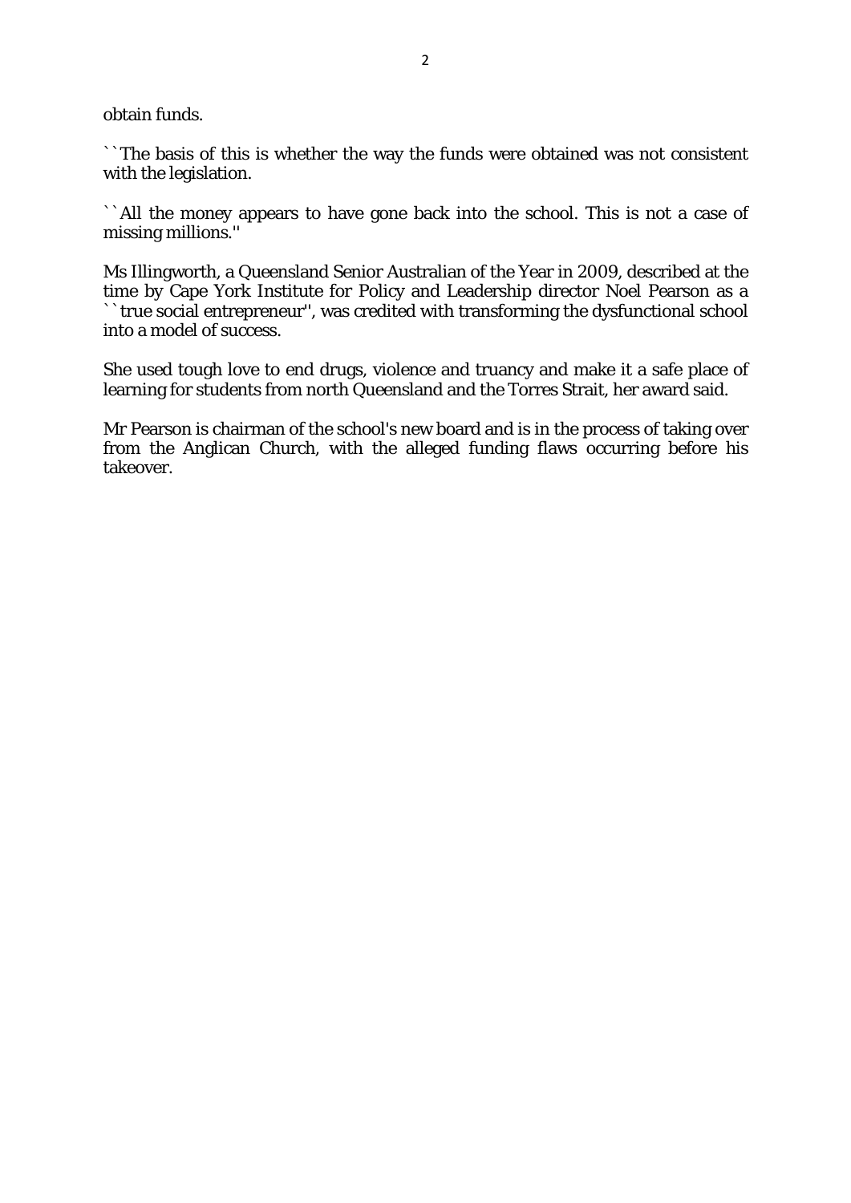obtain funds.

``The basis of this is whether the way the funds were obtained was not consistent with the legislation.

``All the money appears to have gone back into the school. This is not a case of missing millions.''

Ms Illingworth, a Queensland Senior Australian of the Year in 2009, described at the time by Cape York Institute for Policy and Leadership director Noel Pearson as a ``true social entrepreneur'', was credited with transforming the dysfunctional school into a model of success.

She used tough love to end drugs, violence and truancy and make it a safe place of learning for students from north Queensland and the Torres Strait, her award said.

Mr Pearson is chairman of the school's new board and is in the process of taking over from the Anglican Church, with the alleged funding flaws occurring before his takeover.